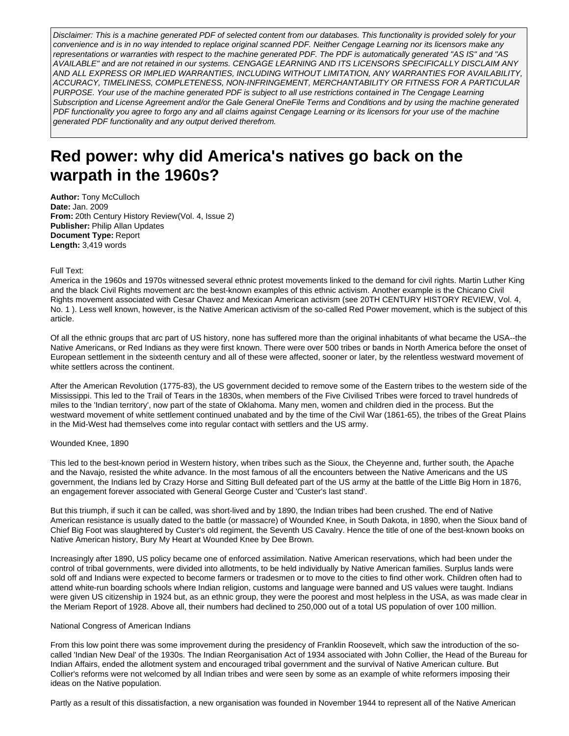*Disclaimer: This is a machine generated PDF of selected content from our databases. This functionality is provided solely for your convenience and is in no way intended to replace original scanned PDF. Neither Cengage Learning nor its licensors make any representations or warranties with respect to the machine generated PDF. The PDF is automatically generated "AS IS" and "AS AVAILABLE" and are not retained in our systems. CENGAGE LEARNING AND ITS LICENSORS SPECIFICALLY DISCLAIM ANY AND ALL EXPRESS OR IMPLIED WARRANTIES, INCLUDING WITHOUT LIMITATION, ANY WARRANTIES FOR AVAILABILITY, ACCURACY, TIMELINESS, COMPLETENESS, NON-INFRINGEMENT, MERCHANTABILITY OR FITNESS FOR A PARTICULAR PURPOSE. Your use of the machine generated PDF is subject to all use restrictions contained in The Cengage Learning Subscription and License Agreement and/or the Gale General OneFile Terms and Conditions and by using the machine generated PDF functionality you agree to forgo any and all claims against Cengage Learning or its licensors for your use of the machine generated PDF functionality and any output derived therefrom.*

# Red power: why did America's natives go back on the warpath in the 1960s?

**Author:** Tony McCulloch
**Date:** Jan. 2009
**From:** 20th Century History Review(Vol. 4, Issue 2)
**Publisher:** Philip Allan Updates
**Document Type:** Report
**Length:** 3,419 words

Full Text:

America in the 1960s and 1970s witnessed several ethnic protest movements linked to the demand for civil rights. Martin Luther King and the black Civil Rights movement arc the best-known examples of this ethnic activism. Another example is the Chicano Civil Rights movement associated with Cesar Chavez and Mexican American activism (see 20TH CENTURY HISTORY REVIEW, Vol. 4, No. 1 ). Less well known, however, is the Native American activism of the so-called Red Power movement, which is the subject of this article.

Of all the ethnic groups that arc part of US history, none has suffered more than the original inhabitants of what became the USA--the Native Americans, or Red Indians as they were first known. There were over 500 tribes or bands in North America before the onset of European settlement in the sixteenth century and all of these were affected, sooner or later, by the relentless westward movement of white settlers across the continent.

After the American Revolution (1775-83), the US government decided to remove some of the Eastern tribes to the western side of the Mississippi. This led to the Trail of Tears in the 1830s, when members of the Five Civilised Tribes were forced to travel hundreds of miles to the 'Indian territory', now part of the state of Oklahoma. Many men, women and children died in the process. But the westward movement of white settlement continued unabated and by the time of the Civil War (1861-65), the tribes of the Great Plains in the Mid-West had themselves come into regular contact with settlers and the US army.

Wounded Knee, 1890

This led to the best-known period in Western history, when tribes such as the Sioux, the Cheyenne and, further south, the Apache and the Navajo, resisted the white advance. In the most famous of all the encounters between the Native Americans and the US government, the Indians led by Crazy Horse and Sitting Bull defeated part of the US army at the battle of the Little Big Horn in 1876, an engagement forever associated with General George Custer and 'Custer's last stand'.

But this triumph, if such it can be called, was short-lived and by 1890, the Indian tribes had been crushed. The end of Native American resistance is usually dated to the battle (or massacre) of Wounded Knee, in South Dakota, in 1890, when the Sioux band of Chief Big Foot was slaughtered by Custer's old regiment, the Seventh US Cavalry. Hence the title of one of the best-known books on Native American history, Bury My Heart at Wounded Knee by Dee Brown.

Increasingly after 1890, US policy became one of enforced assimilation. Native American reservations, which had been under the control of tribal governments, were divided into allotments, to be held individually by Native American families. Surplus lands were sold off and Indians were expected to become farmers or tradesmen or to move to the cities to find other work. Children often had to attend white-run boarding schools where Indian religion, customs and language were banned and US values were taught. Indians were given US citizenship in 1924 but, as an ethnic group, they were the poorest and most helpless in the USA, as was made clear in the Meriam Report of 1928. Above all, their numbers had declined to 250,000 out of a total US population of over 100 million.

National Congress of American Indians

From this low point there was some improvement during the presidency of Franklin Roosevelt, which saw the introduction of the so-called 'Indian New Deal' of the 1930s. The Indian Reorganisation Act of 1934 associated with John Collier, the Head of the Bureau for Indian Affairs, ended the allotment system and encouraged tribal government and the survival of Native American culture. But Collier's reforms were not welcomed by all Indian tribes and were seen by some as an example of white reformers imposing their ideas on the Native population.

Partly as a result of this dissatisfaction, a new organisation was founded in November 1944 to represent all of the Native American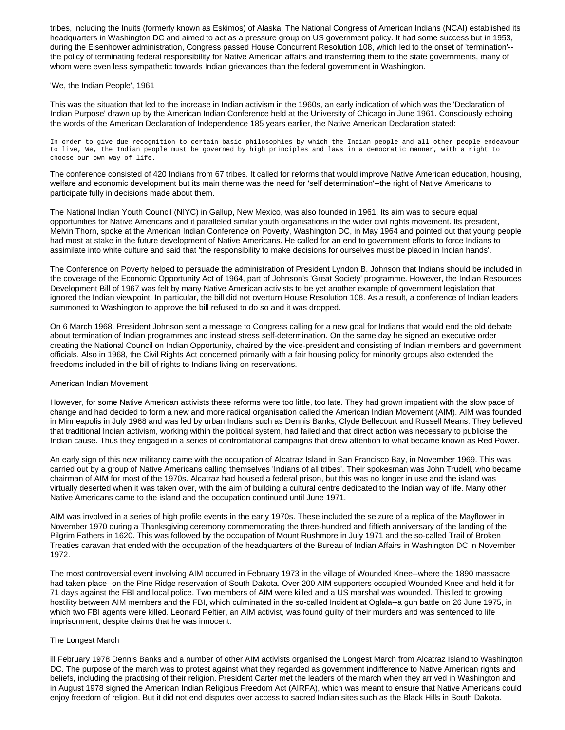tribes, including the Inuits (formerly known as Eskimos) of Alaska. The National Congress of American Indians (NCAI) established its headquarters in Washington DC and aimed to act as a pressure group on US government policy. It had some success but in 1953, during the Eisenhower administration, Congress passed House Concurrent Resolution 108, which led to the onset of 'termination'--the policy of terminating federal responsibility for Native American affairs and transferring them to the state governments, many of whom were even less sympathetic towards Indian grievances than the federal government in Washington.

## 'We, the Indian People', 1961

This was the situation that led to the increase in Indian activism in the 1960s, an early indication of which was the 'Declaration of Indian Purpose' drawn up by the American Indian Conference held at the University of Chicago in June 1961. Consciously echoing the words of the American Declaration of Independence 185 years earlier, the Native American Declaration stated:

```
In order to give due recognition to certain basic philosophies by which the Indian people and all other people endeavour
to live, We, the Indian people must be governed by high principles and laws in a democratic manner, with a right to
choose our own way of life.
```

The conference consisted of 420 Indians from 67 tribes. It called for reforms that would improve Native American education, housing, welfare and economic development but its main theme was the need for 'self determination'--the right of Native Americans to participate fully in decisions made about them.

The National Indian Youth Council (NIYC) in Gallup, New Mexico, was also founded in 1961. Its aim was to secure equal opportunities for Native Americans and it paralleled similar youth organisations in the wider civil rights movement. Its president, Melvin Thorn, spoke at the American Indian Conference on Poverty, Washington DC, in May 1964 and pointed out that young people had most at stake in the future development of Native Americans. He called for an end to government efforts to force Indians to assimilate into white culture and said that 'the responsibility to make decisions for ourselves must be placed in Indian hands'.

The Conference on Poverty helped to persuade the administration of President Lyndon B. Johnson that Indians should be included in the coverage of the Economic Opportunity Act of 1964, part of Johnson's 'Great Society' programme. However, the Indian Resources Development Bill of 1967 was felt by many Native American activists to be yet another example of government legislation that ignored the Indian viewpoint. In particular, the bill did not overturn House Resolution 108. As a result, a conference of Indian leaders summoned to Washington to approve the bill refused to do so and it was dropped.

On 6 March 1968, President Johnson sent a message to Congress calling for a new goal for Indians that would end the old debate about termination of Indian programmes and instead stress self-determination. On the same day he signed an executive order creating the National Council on Indian Opportunity, chaired by the vice-president and consisting of Indian members and government officials. Also in 1968, the Civil Rights Act concerned primarily with a fair housing policy for minority groups also extended the freedoms included in the bill of rights to Indians living on reservations.

## American Indian Movement

However, for some Native American activists these reforms were too little, too late. They had grown impatient with the slow pace of change and had decided to form a new and more radical organisation called the American Indian Movement (AIM). AIM was founded in Minneapolis in July 1968 and was led by urban Indians such as Dennis Banks, Clyde Bellecourt and Russell Means. They believed that traditional Indian activism, working within the political system, had failed and that direct action was necessary to publicise the Indian cause. Thus they engaged in a series of confrontational campaigns that drew attention to what became known as Red Power.

An early sign of this new militancy came with the occupation of Alcatraz Island in San Francisco Bay, in November 1969. This was carried out by a group of Native Americans calling themselves 'Indians of all tribes'. Their spokesman was John Trudell, who became chairman of AIM for most of the 1970s. Alcatraz had housed a federal prison, but this was no longer in use and the island was virtually deserted when it was taken over, with the aim of building a cultural centre dedicated to the Indian way of life. Many other Native Americans came to the island and the occupation continued until June 1971.

AIM was involved in a series of high profile events in the early 1970s. These included the seizure of a replica of the Mayflower in November 1970 during a Thanksgiving ceremony commemorating the three-hundred and fiftieth anniversary of the landing of the Pilgrim Fathers in 1620. This was followed by the occupation of Mount Rushmore in July 1971 and the so-called Trail of Broken Treaties caravan that ended with the occupation of the headquarters of the Bureau of Indian Affairs in Washington DC in November 1972.

The most controversial event involving AIM occurred in February 1973 in the village of Wounded Knee--where the 1890 massacre had taken place--on the Pine Ridge reservation of South Dakota. Over 200 AIM supporters occupied Wounded Knee and held it for 71 days against the FBI and local police. Two members of AIM were killed and a US marshal was wounded. This led to growing hostility between AIM members and the FBI, which culminated in the so-called Incident at Oglala--a gun battle on 26 June 1975, in which two FBI agents were killed. Leonard Peltier, an AIM activist, was found guilty of their murders and was sentenced to life imprisonment, despite claims that he was innocent.

## The Longest March

ill February 1978 Dennis Banks and a number of other AIM activists organised the Longest March from Alcatraz Island to Washington DC. The purpose of the march was to protest against what they regarded as government indifference to Native American rights and beliefs, including the practising of their religion. President Carter met the leaders of the march when they arrived in Washington and in August 1978 signed the American Indian Religious Freedom Act (AIRFA), which was meant to ensure that Native Americans could enjoy freedom of religion. But it did not end disputes over access to sacred Indian sites such as the Black Hills in South Dakota.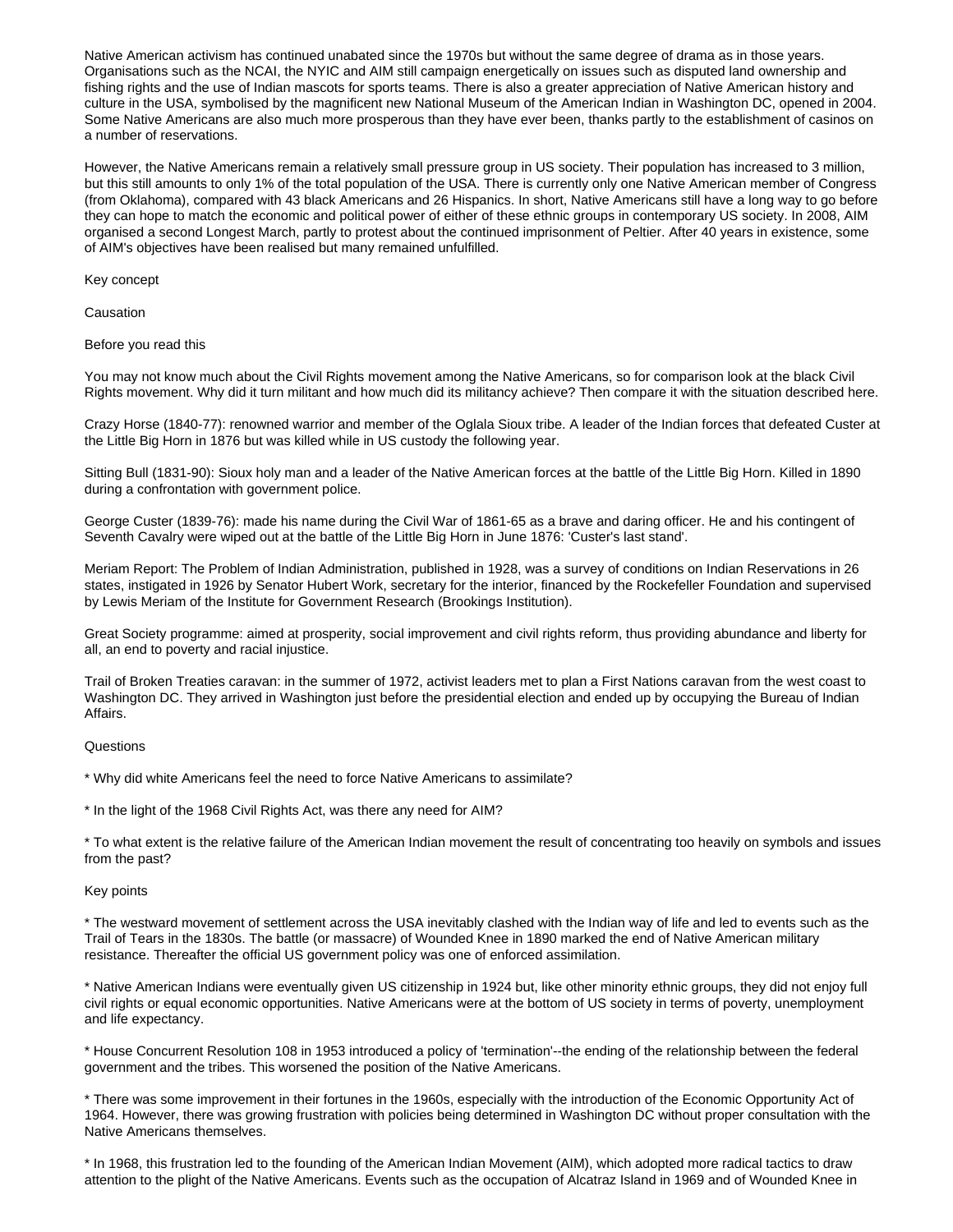Native American activism has continued unabated since the 1970s but without the same degree of drama as in those years. Organisations such as the NCAI, the NYIC and AIM still campaign energetically on issues such as disputed land ownership and fishing rights and the use of Indian mascots for sports teams. There is also a greater appreciation of Native American history and culture in the USA, symbolised by the magnificent new National Museum of the American Indian in Washington DC, opened in 2004. Some Native Americans are also much more prosperous than they have ever been, thanks partly to the establishment of casinos on a number of reservations.

However, the Native Americans remain a relatively small pressure group in US society. Their population has increased to 3 million, but this still amounts to only 1% of the total population of the USA. There is currently only one Native American member of Congress (from Oklahoma), compared with 43 black Americans and 26 Hispanics. In short, Native Americans still have a long way to go before they can hope to match the economic and political power of either of these ethnic groups in contemporary US society. In 2008, AIM organised a second Longest March, partly to protest about the continued imprisonment of Peltier. After 40 years in existence, some of AIM's objectives have been realised but many remained unfulfilled.

Key concept

Causation

Before you read this

You may not know much about the Civil Rights movement among the Native Americans, so for comparison look at the black Civil Rights movement. Why did it turn militant and how much did its militancy achieve? Then compare it with the situation described here.

Crazy Horse (1840-77): renowned warrior and member of the Oglala Sioux tribe. A leader of the Indian forces that defeated Custer at the Little Big Horn in 1876 but was killed while in US custody the following year.

Sitting Bull (1831-90): Sioux holy man and a leader of the Native American forces at the battle of the Little Big Horn. Killed in 1890 during a confrontation with government police.

George Custer (1839-76): made his name during the Civil War of 1861-65 as a brave and daring officer. He and his contingent of Seventh Cavalry were wiped out at the battle of the Little Big Horn in June 1876: 'Custer's last stand'.

Meriam Report: The Problem of Indian Administration, published in 1928, was a survey of conditions on Indian Reservations in 26 states, instigated in 1926 by Senator Hubert Work, secretary for the interior, financed by the Rockefeller Foundation and supervised by Lewis Meriam of the Institute for Government Research (Brookings Institution).

Great Society programme: aimed at prosperity, social improvement and civil rights reform, thus providing abundance and liberty for all, an end to poverty and racial injustice.

Trail of Broken Treaties caravan: in the summer of 1972, activist leaders met to plan a First Nations caravan from the west coast to Washington DC. They arrived in Washington just before the presidential election and ended up by occupying the Bureau of Indian Affairs.

Questions

* Why did white Americans feel the need to force Native Americans to assimilate?

* In the light of the 1968 Civil Rights Act, was there any need for AIM?

* To what extent is the relative failure of the American Indian movement the result of concentrating too heavily on symbols and issues from the past?

Key points

* The westward movement of settlement across the USA inevitably clashed with the Indian way of life and led to events such as the Trail of Tears in the 1830s. The battle (or massacre) of Wounded Knee in 1890 marked the end of Native American military resistance. Thereafter the official US government policy was one of enforced assimilation.

* Native American Indians were eventually given US citizenship in 1924 but, like other minority ethnic groups, they did not enjoy full civil rights or equal economic opportunities. Native Americans were at the bottom of US society in terms of poverty, unemployment and life expectancy.

* House Concurrent Resolution 108 in 1953 introduced a policy of 'termination'--the ending of the relationship between the federal government and the tribes. This worsened the position of the Native Americans.

* There was some improvement in their fortunes in the 1960s, especially with the introduction of the Economic Opportunity Act of 1964. However, there was growing frustration with policies being determined in Washington DC without proper consultation with the Native Americans themselves.

* In 1968, this frustration led to the founding of the American Indian Movement (AIM), which adopted more radical tactics to draw attention to the plight of the Native Americans. Events such as the occupation of Alcatraz Island in 1969 and of Wounded Knee in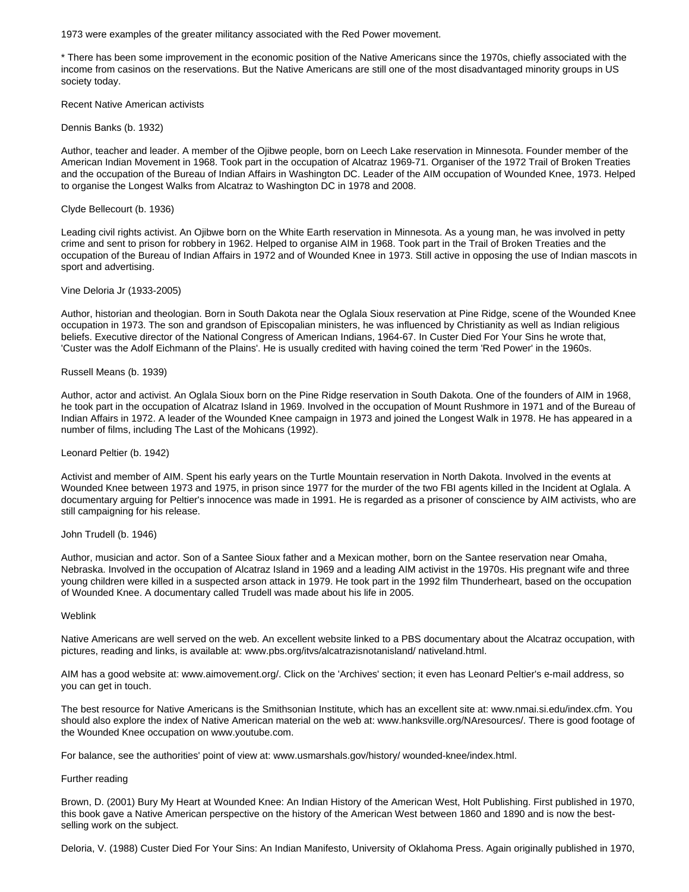1973 were examples of the greater militancy associated with the Red Power movement.

* There has been some improvement in the economic position of the Native Americans since the 1970s, chiefly associated with the income from casinos on the reservations. But the Native Americans are still one of the most disadvantaged minority groups in US society today.

## Recent Native American activists

### Dennis Banks (b. 1932)

Author, teacher and leader. A member of the Ojibwe people, born on Leech Lake reservation in Minnesota. Founder member of the American Indian Movement in 1968. Took part in the occupation of Alcatraz 1969-71. Organiser of the 1972 Trail of Broken Treaties and the occupation of the Bureau of Indian Affairs in Washington DC. Leader of the AIM occupation of Wounded Knee, 1973. Helped to organise the Longest Walks from Alcatraz to Washington DC in 1978 and 2008.

### Clyde Bellecourt (b. 1936)

Leading civil rights activist. An Ojibwe born on the White Earth reservation in Minnesota. As a young man, he was involved in petty crime and sent to prison for robbery in 1962. Helped to organise AIM in 1968. Took part in the Trail of Broken Treaties and the occupation of the Bureau of Indian Affairs in 1972 and of Wounded Knee in 1973. Still active in opposing the use of Indian mascots in sport and advertising.

### Vine Deloria Jr (1933-2005)

Author, historian and theologian. Born in South Dakota near the Oglala Sioux reservation at Pine Ridge, scene of the Wounded Knee occupation in 1973. The son and grandson of Episcopalian ministers, he was influenced by Christianity as well as Indian religious beliefs. Executive director of the National Congress of American Indians, 1964-67. In Custer Died For Your Sins he wrote that, 'Custer was the Adolf Eichmann of the Plains'. He is usually credited with having coined the term 'Red Power' in the 1960s.

### Russell Means (b. 1939)

Author, actor and activist. An Oglala Sioux born on the Pine Ridge reservation in South Dakota. One of the founders of AIM in 1968, he took part in the occupation of Alcatraz Island in 1969. Involved in the occupation of Mount Rushmore in 1971 and of the Bureau of Indian Affairs in 1972. A leader of the Wounded Knee campaign in 1973 and joined the Longest Walk in 1978. He has appeared in a number of films, including The Last of the Mohicans (1992).

### Leonard Peltier (b. 1942)

Activist and member of AIM. Spent his early years on the Turtle Mountain reservation in North Dakota. Involved in the events at Wounded Knee between 1973 and 1975, in prison since 1977 for the murder of the two FBI agents killed in the Incident at Oglala. A documentary arguing for Peltier's innocence was made in 1991. He is regarded as a prisoner of conscience by AIM activists, who are still campaigning for his release.

### John Trudell (b. 1946)

Author, musician and actor. Son of a Santee Sioux father and a Mexican mother, born on the Santee reservation near Omaha, Nebraska. Involved in the occupation of Alcatraz Island in 1969 and a leading AIM activist in the 1970s. His pregnant wife and three young children were killed in a suspected arson attack in 1979. He took part in the 1992 film Thunderheart, based on the occupation of Wounded Knee. A documentary called Trudell was made about his life in 2005.

## Weblink

Native Americans are well served on the web. An excellent website linked to a PBS documentary about the Alcatraz occupation, with pictures, reading and links, is available at: www.pbs.org/itvs/alcatrazisnotanisland/ nativeland.html.

AIM has a good website at: www.aimovement.org/. Click on the 'Archives' section; it even has Leonard Peltier's e-mail address, so you can get in touch.

The best resource for Native Americans is the Smithsonian Institute, which has an excellent site at: www.nmai.si.edu/index.cfm. You should also explore the index of Native American material on the web at: www.hanksville.org/NAresources/. There is good footage of the Wounded Knee occupation on www.youtube.com.

For balance, see the authorities' point of view at: www.usmarshals.gov/history/ wounded-knee/index.html.

## Further reading

Brown, D. (2001) Bury My Heart at Wounded Knee: An Indian History of the American West, Holt Publishing. First published in 1970, this book gave a Native American perspective on the history of the American West between 1860 and 1890 and is now the best-selling work on the subject.

Deloria, V. (1988) Custer Died For Your Sins: An Indian Manifesto, University of Oklahoma Press. Again originally published in 1970,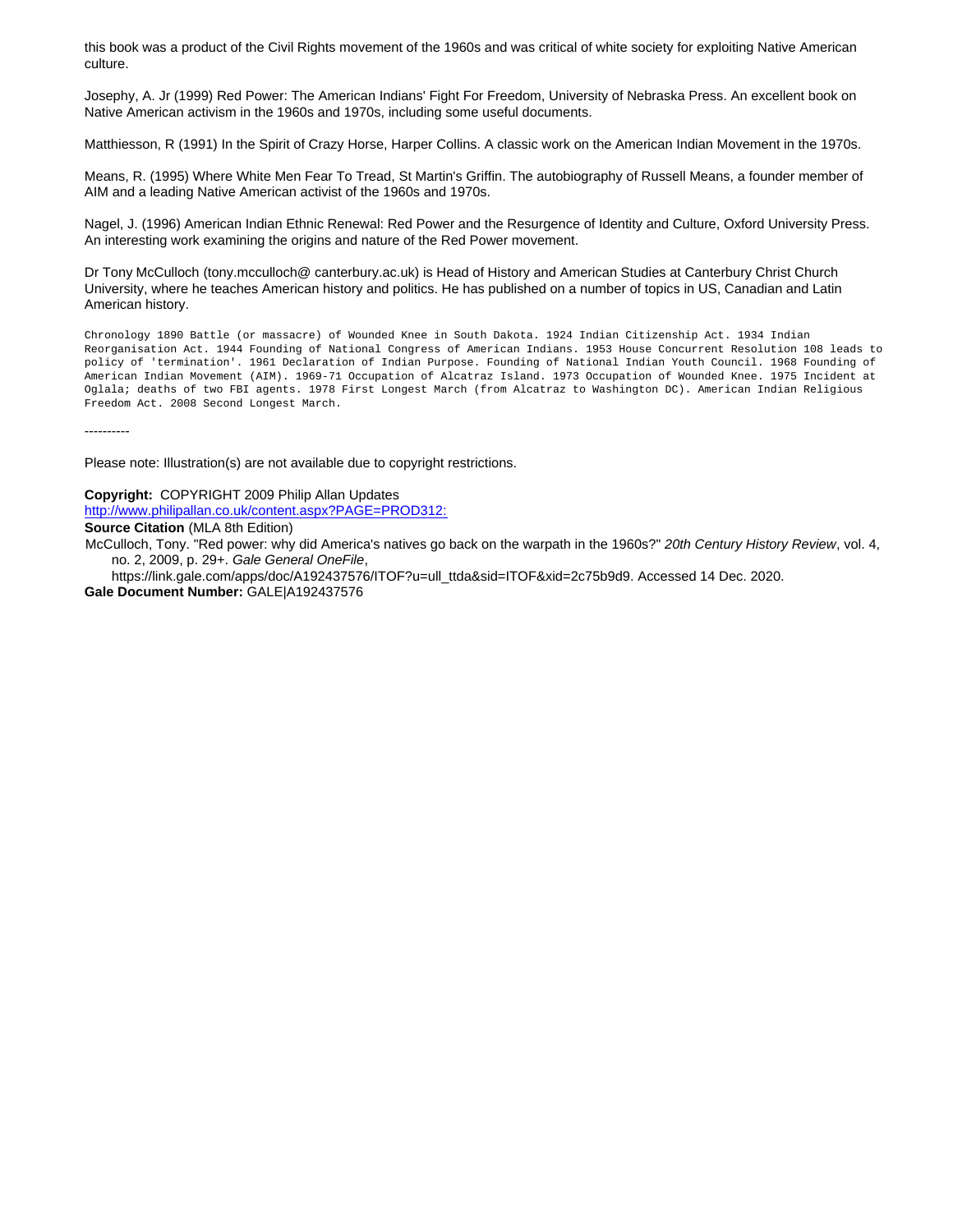this book was a product of the Civil Rights movement of the 1960s and was critical of white society for exploiting Native American culture.

Josephy, A. Jr (1999) Red Power: The American Indians' Fight For Freedom, University of Nebraska Press. An excellent book on Native American activism in the 1960s and 1970s, including some useful documents.

Matthiesson, R (1991) In the Spirit of Crazy Horse, Harper Collins. A classic work on the American Indian Movement in the 1970s.

Means, R. (1995) Where White Men Fear To Tread, St Martin's Griffin. The autobiography of Russell Means, a founder member of AIM and a leading Native American activist of the 1960s and 1970s.

Nagel, J. (1996) American Indian Ethnic Renewal: Red Power and the Resurgence of Identity and Culture, Oxford University Press. An interesting work examining the origins and nature of the Red Power movement.

Dr Tony McCulloch (tony.mcculloch@ canterbury.ac.uk) is Head of History and American Studies at Canterbury Christ Church University, where he teaches American history and politics. He has published on a number of topics in US, Canadian and Latin American history.

```
Chronology 1890 Battle (or massacre) of Wounded Knee in South Dakota. 1924 Indian Citizenship Act. 1934 Indian
Reorganisation Act. 1944 Founding of National Congress of American Indians. 1953 House Concurrent Resolution 108 leads to
policy of 'termination'. 1961 Declaration of Indian Purpose. Founding of National Indian Youth Council. 1968 Founding of
American Indian Movement (AIM). 1969-71 Occupation of Alcatraz Island. 1973 Occupation of Wounded Knee. 1975 Incident at
Oglala; deaths of two FBI agents. 1978 First Longest March (from Alcatraz to Washington DC). American Indian Religious
Freedom Act. 2008 Second Longest March.
```

----------

Please note: Illustration(s) are not available due to copyright restrictions.

**Copyright:** COPYRIGHT 2009 Philip Allan Updates
http://www.philipallan.co.uk/content.aspx?PAGE=PROD312:

**Source Citation** (MLA 8th Edition)

McCulloch, Tony. "Red power: why did America's natives go back on the warpath in the 1960s?" *20th Century History Review*, vol. 4, no. 2, 2009, p. 29+. *Gale General OneFile*, https://link.gale.com/apps/doc/A192437576/ITOF?u=ull_ttda&sid=ITOF&xid=2c75b9d9. Accessed 14 Dec. 2020.

**Gale Document Number:** GALE|A192437576